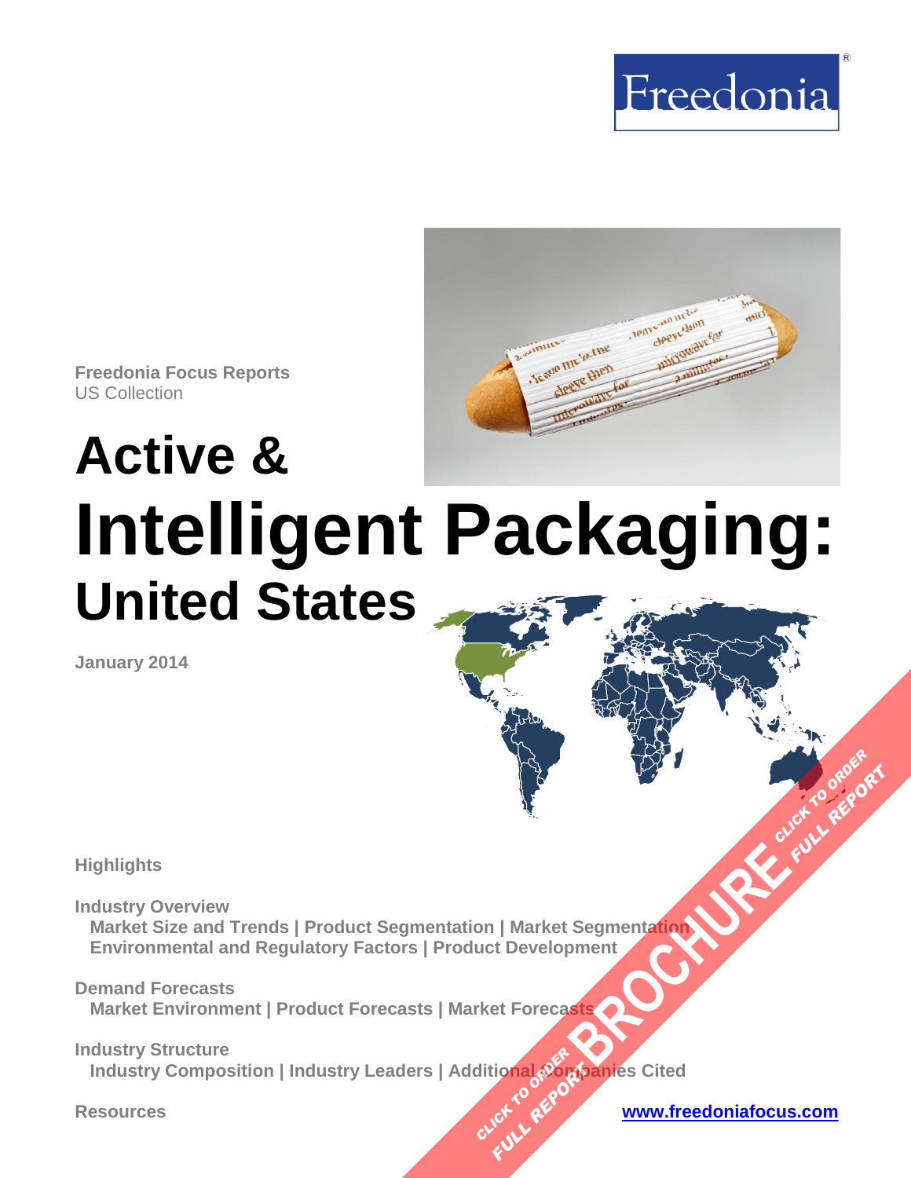Freedonia

Freedonia Focus Reports
US Collection

# Active & Intelligent Packaging: United States

January 2014

**Highlights**

**Industry Overview**
Market Size and Trends | Product Segmentation | Market Segmentation
Environmental and Regulatory Factors | Product Development

**Demand Forecasts**
Market Environment | Product Forecasts | Market Forecasts

**Industry Structure**
Industry Composition | Industry Leaders | Additional Companies Cited

**Resources**

www.freedoniafocus.com

BROCHURE — CLICK TO ORDER FULL REPORT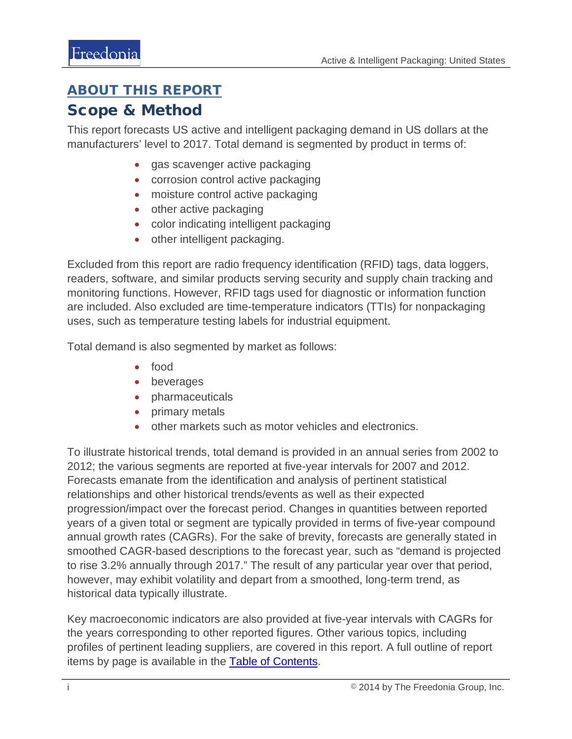## ABOUT THIS REPORT

# Scope & Method

This report forecasts US active and intelligent packaging demand in US dollars at the manufacturers' level to 2017. Total demand is segmented by product in terms of:

- gas scavenger active packaging
- corrosion control active packaging
- moisture control active packaging
- other active packaging
- color indicating intelligent packaging
- other intelligent packaging.

Excluded from this report are radio frequency identification (RFID) tags, data loggers, readers, software, and similar products serving security and supply chain tracking and monitoring functions. However, RFID tags used for diagnostic or information function are included. Also excluded are time-temperature indicators (TTIs) for nonpackaging uses, such as temperature testing labels for industrial equipment.

Total demand is also segmented by market as follows:

- food
- beverages
- pharmaceuticals
- primary metals
- other markets such as motor vehicles and electronics.

To illustrate historical trends, total demand is provided in an annual series from 2002 to 2012; the various segments are reported at five-year intervals for 2007 and 2012. Forecasts emanate from the identification and analysis of pertinent statistical relationships and other historical trends/events as well as their expected progression/impact over the forecast period. Changes in quantities between reported years of a given total or segment are typically provided in terms of five-year compound annual growth rates (CAGRs). For the sake of brevity, forecasts are generally stated in smoothed CAGR-based descriptions to the forecast year, such as "demand is projected to rise 3.2% annually through 2017." The result of any particular year over that period, however, may exhibit volatility and depart from a smoothed, long-term trend, as historical data typically illustrate.

Key macroeconomic indicators are also provided at five-year intervals with CAGRs for the years corresponding to other reported figures. Other various topics, including profiles of pertinent leading suppliers, are covered in this report. A full outline of report items by page is available in the Table of Contents.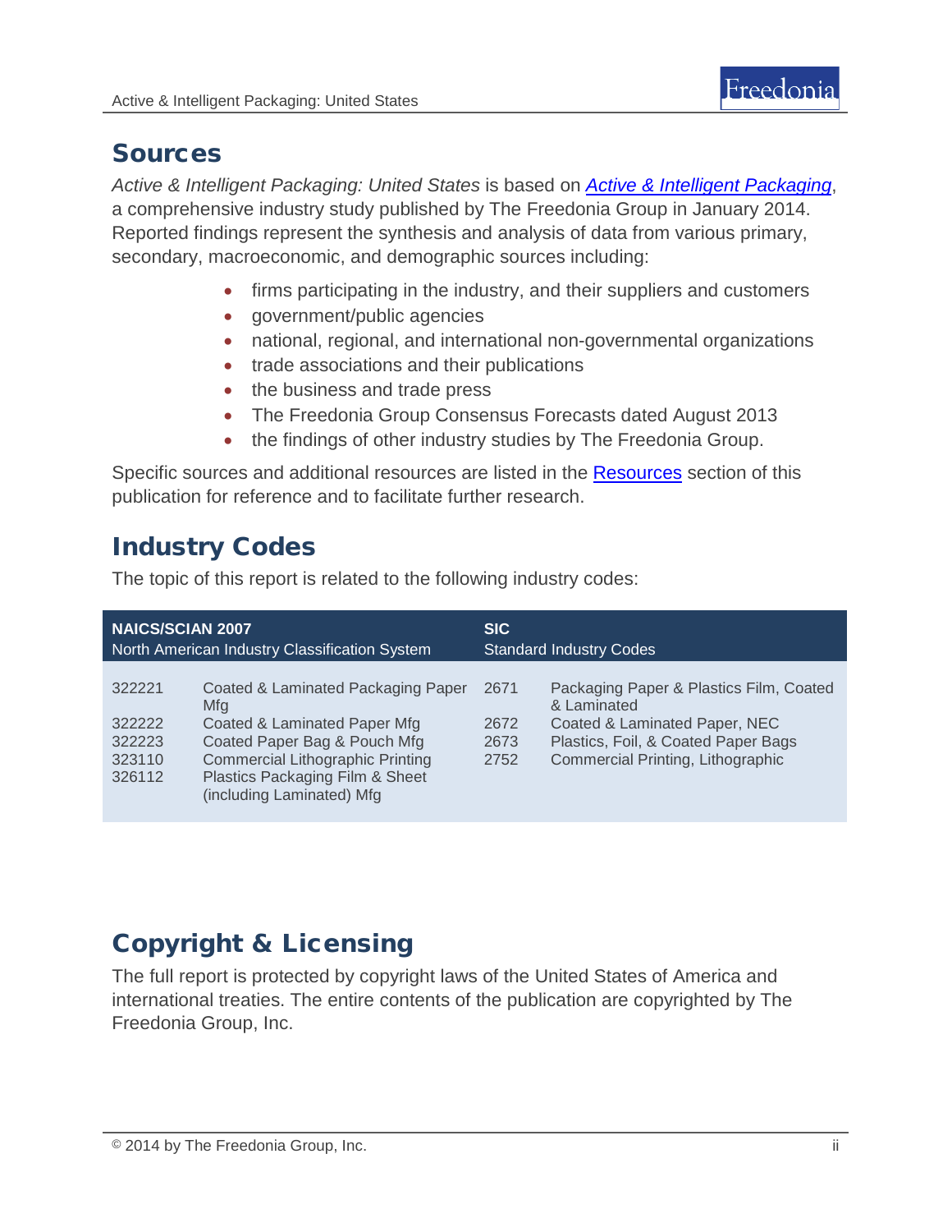## Sources

*Active & Intelligent Packaging: United States* is based on *Active & Intelligent Packaging*, a comprehensive industry study published by The Freedonia Group in January 2014. Reported findings represent the synthesis and analysis of data from various primary, secondary, macroeconomic, and demographic sources including:

- firms participating in the industry, and their suppliers and customers
- government/public agencies
- national, regional, and international non-governmental organizations
- trade associations and their publications
- the business and trade press
- The Freedonia Group Consensus Forecasts dated August 2013
- the findings of other industry studies by The Freedonia Group.

Specific sources and additional resources are listed in the Resources section of this publication for reference and to facilitate further research.

## Industry Codes

The topic of this report is related to the following industry codes:

| **NAICS/SCIAN 2007** North American Industry Classification System | | **SIC** Standard Industry Codes | |
|---|---|---|---|
| 322221 | Coated & Laminated Packaging Paper Mfg | 2671 | Packaging Paper & Plastics Film, Coated & Laminated |
| 322222 | Coated & Laminated Paper Mfg | 2672 | Coated & Laminated Paper, NEC |
| 322223 | Coated Paper Bag & Pouch Mfg | 2673 | Plastics, Foil, & Coated Paper Bags |
| 323110 | Commercial Lithographic Printing | 2752 | Commercial Printing, Lithographic |
| 326112 | Plastics Packaging Film & Sheet (including Laminated) Mfg | | |

## Copyright & Licensing

The full report is protected by copyright laws of the United States of America and international treaties. The entire contents of the publication are copyrighted by The Freedonia Group, Inc.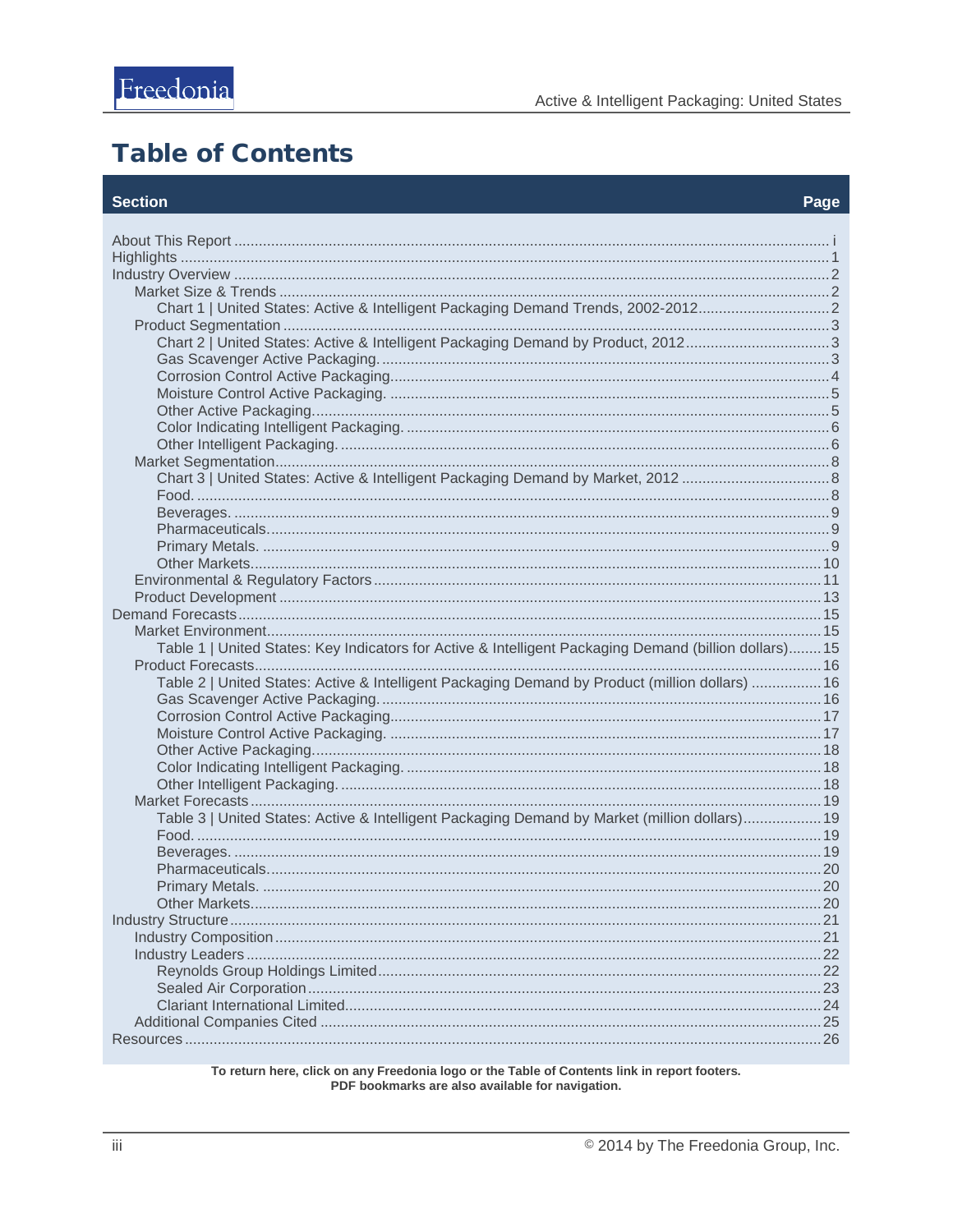# Table of Contents

| Section | Page |
|---|---|
| About This Report | i |
| Highlights | 1 |
| Industry Overview | 2 |
| Market Size & Trends | 2 |
| Chart 1 \| United States: Active & Intelligent Packaging Demand Trends, 2002-2012 | 2 |
| Product Segmentation | 3 |
| Chart 2 \| United States: Active & Intelligent Packaging Demand by Product, 2012 | 3 |
| Gas Scavenger Active Packaging. | 3 |
| Corrosion Control Active Packaging. | 4 |
| Moisture Control Active Packaging. | 5 |
| Other Active Packaging. | 5 |
| Color Indicating Intelligent Packaging. | 6 |
| Other Intelligent Packaging. | 6 |
| Market Segmentation | 8 |
| Chart 3 \| United States: Active & Intelligent Packaging Demand by Market, 2012 | 8 |
| Food. | 8 |
| Beverages. | 9 |
| Pharmaceuticals. | 9 |
| Primary Metals. | 9 |
| Other Markets. | 10 |
| Environmental & Regulatory Factors | 11 |
| Product Development | 13 |
| Demand Forecasts | 15 |
| Market Environment | 15 |
| Table 1 \| United States: Key Indicators for Active & Intelligent Packaging Demand (billion dollars) | 15 |
| Product Forecasts | 16 |
| Table 2 \| United States: Active & Intelligent Packaging Demand by Product (million dollars) | 16 |
| Gas Scavenger Active Packaging. | 16 |
| Corrosion Control Active Packaging. | 17 |
| Moisture Control Active Packaging. | 17 |
| Other Active Packaging. | 18 |
| Color Indicating Intelligent Packaging. | 18 |
| Other Intelligent Packaging. | 18 |
| Market Forecasts | 19 |
| Table 3 \| United States: Active & Intelligent Packaging Demand by Market (million dollars) | 19 |
| Food. | 19 |
| Beverages. | 19 |
| Pharmaceuticals. | 20 |
| Primary Metals. | 20 |
| Other Markets. | 20 |
| Industry Structure | 21 |
| Industry Composition | 21 |
| Industry Leaders | 22 |
| Reynolds Group Holdings Limited | 22 |
| Sealed Air Corporation | 23 |
| Clariant International Limited | 24 |
| Additional Companies Cited | 25 |
| Resources | 26 |

**To return here, click on any Freedonia logo or the Table of Contents link in report footers.**
**PDF bookmarks are also available for navigation.**